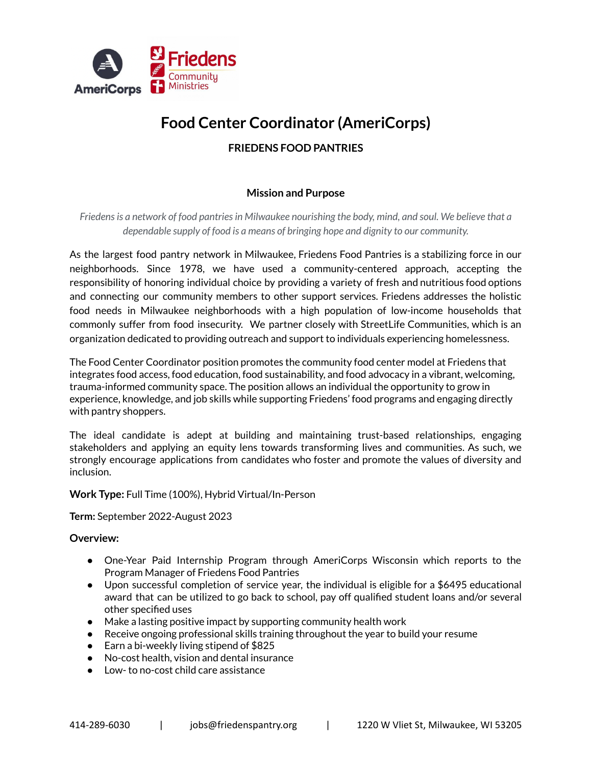# Food Center Coordinator (AmeriCorps)

### FRIEDENS FOOD PANTRIES

### Mission and Purpose

*Friedens is a network of food pantries in Milwaukee nourishing the body, mind, and soul. We believe that a dependable supply of food is a means of bringing hope and dignity to our community.*

As the largest food pantry network in Milwaukee, Friedens Food Pantries is a stabilizing force in our neighborhoods. Since 1978, we have used a community-centered approach, accepting the responsibility of honoring individual choice by providing a variety of fresh and nutritious food options and connecting our community members to other support services. Friedens addresses the holistic food needs in Milwaukee neighborhoods with a high population of low-income households that commonly suffer from food insecurity. We partner closely with StreetLife Communities, which is an organization dedicated to providing outreach and support to individuals experiencing homelessness.

The Food Center Coordinator position promotes the community food center model at Friedens that integrates food access, food education, food sustainability, and food advocacy in a vibrant, welcoming, trauma-informed community space. The position allows an individual the opportunity to grow in experience, knowledge, and job skills while supporting Friedens' food programs and engaging directly with pantry shoppers.

The ideal candidate is adept at building and maintaining trust-based relationships, engaging stakeholders and applying an equity lens towards transforming lives and communities. As such, we strongly encourage applications from candidates who foster and promote the values of diversity and inclusion.

**Work Type:** Full Time (100%), Hybrid Virtual/In-Person

**Term:** September 2022-August 2023

**Overview:**

- One-Year Paid Internship Program through AmeriCorps Wisconsin which reports to the Program Manager of Friedens Food Pantries
- Upon successful completion of service year, the individual is eligible for a $6495 educational award that can be utilized to go back to school, pay off qualified student loans and/or several other specified uses
- Make a lasting positive impact by supporting community health work
- Receive ongoing professional skills training throughout the year to build your resume
- Earn a bi-weekly living stipend of $825
- No-cost health, vision and dental insurance
- Low- to no-cost child care assistance

414-289-6030 | jobs@friedenspantry.org | 1220 W Vliet St, Milwaukee, WI 53205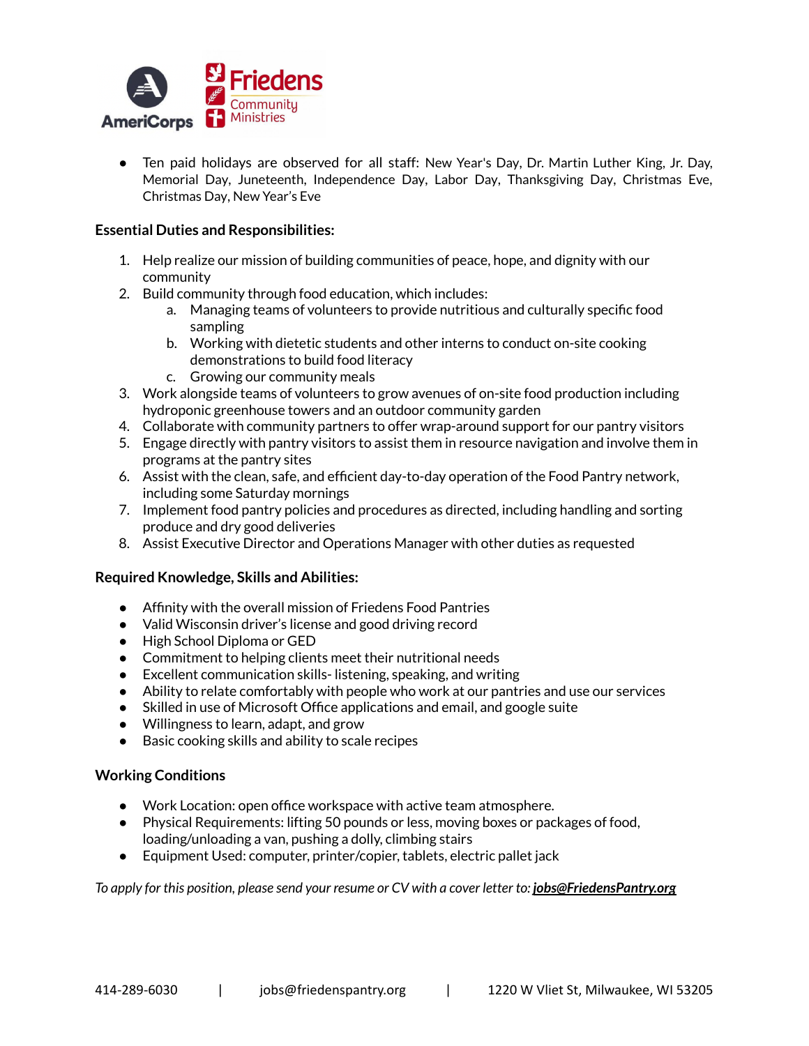- Ten paid holidays are observed for all staff: New Year's Day, Dr. Martin Luther King, Jr. Day, Memorial Day, Juneteenth, Independence Day, Labor Day, Thanksgiving Day, Christmas Eve, Christmas Day, New Year's Eve

**Essential Duties and Responsibilities:**

1. Help realize our mission of building communities of peace, hope, and dignity with our community
2. Build community through food education, which includes:
   a. Managing teams of volunteers to provide nutritious and culturally specific food sampling
   b. Working with dietetic students and other interns to conduct on-site cooking demonstrations to build food literacy
   c. Growing our community meals
3. Work alongside teams of volunteers to grow avenues of on-site food production including hydroponic greenhouse towers and an outdoor community garden
4. Collaborate with community partners to offer wrap-around support for our pantry visitors
5. Engage directly with pantry visitors to assist them in resource navigation and involve them in programs at the pantry sites
6. Assist with the clean, safe, and efficient day-to-day operation of the Food Pantry network, including some Saturday mornings
7. Implement food pantry policies and procedures as directed, including handling and sorting produce and dry good deliveries
8. Assist Executive Director and Operations Manager with other duties as requested

**Required Knowledge, Skills and Abilities:**

- Affinity with the overall mission of Friedens Food Pantries
- Valid Wisconsin driver's license and good driving record
- High School Diploma or GED
- Commitment to helping clients meet their nutritional needs
- Excellent communication skills- listening, speaking, and writing
- Ability to relate comfortably with people who work at our pantries and use our services
- Skilled in use of Microsoft Office applications and email, and google suite
- Willingness to learn, adapt, and grow
- Basic cooking skills and ability to scale recipes

**Working Conditions**

- Work Location: open office workspace with active team atmosphere.
- Physical Requirements: lifting 50 pounds or less, moving boxes or packages of food, loading/unloading a van, pushing a dolly, climbing stairs
- Equipment Used: computer, printer/copier, tablets, electric pallet jack

*To apply for this position, please send your resume or CV with a cover letter to:* ***jobs@FriedensPantry.org***

414-289-6030 | jobs@friedenspantry.org | 1220 W Vliet St, Milwaukee, WI 53205